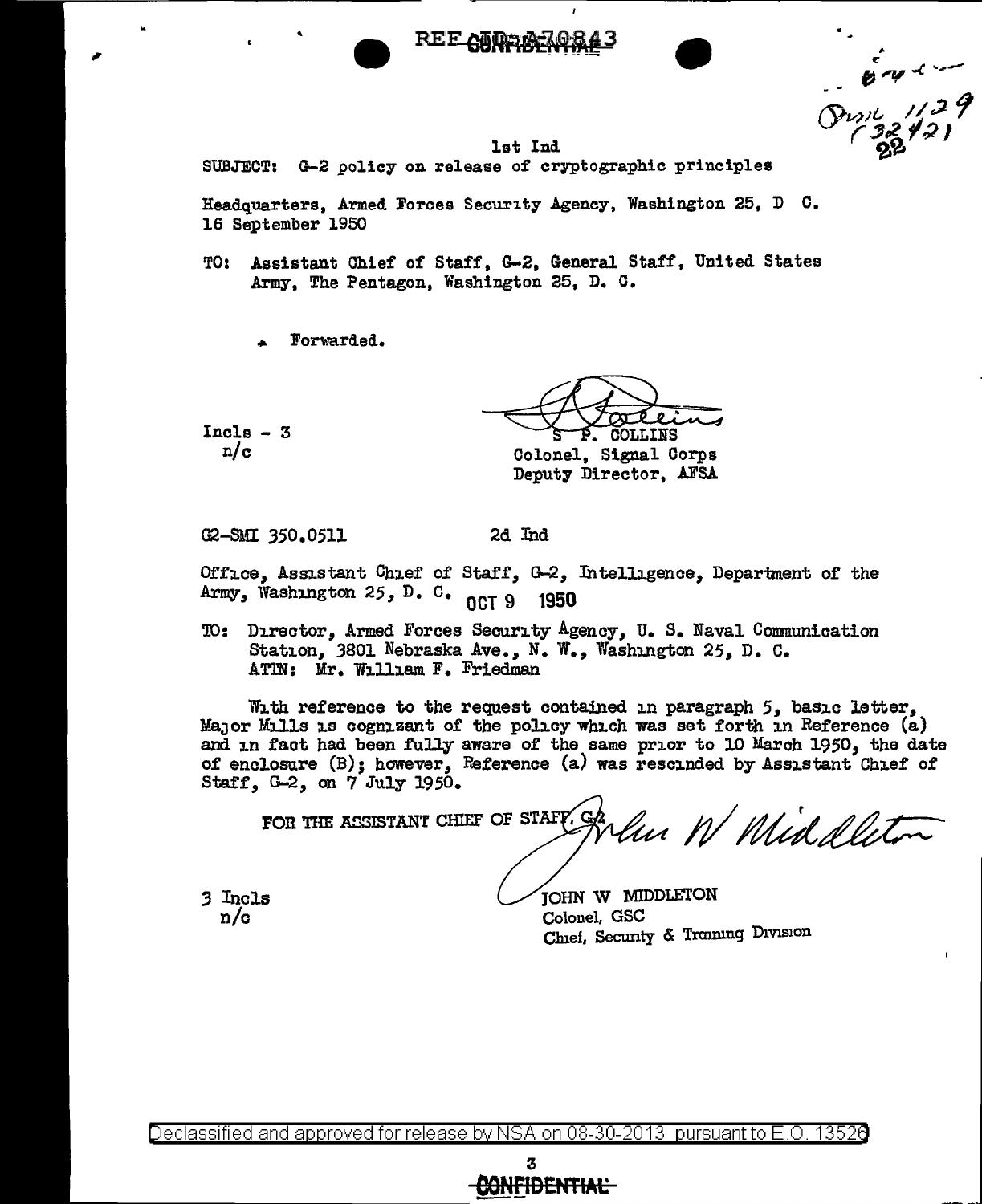REF ID:A70843

CONFIDENTIAL

1st Ind

SUBJECT: G-2 policy on release of cryptographic principles

Headquarters, Armed Forces Security Agency, Washington 25, D C.
16 September 1950

TO: Assistant Chief of Staff, G-2, General Staff, United States Army, The Pentagon, Washington 25, D. C.

Forwarded.

Incls - 3
n/c

S P. COLLINS
Colonel, Signal Corps
Deputy Director, AFSA

G2-SMI 350.0511 2d Ind

Office, Assistant Chief of Staff, G-2, Intelligence, Department of the Army, Washington 25, D. C. OCT 9 1950

TO: Director, Armed Forces Security Agency, U. S. Naval Communication Station, 3801 Nebraska Ave., N. W., Washington 25, D. C.
ATTN: Mr. William F. Friedman

With reference to the request contained in paragraph 5, basic letter, Major Mills is cognizant of the policy which was set forth in Reference (a) and in fact had been fully aware of the same prior to 10 March 1950, the date of enclosure (B); however, Reference (a) was rescinded by Assistant Chief of Staff, G-2, on 7 July 1950.

FOR THE ASSISTANT CHIEF OF STAFF, G-2

3 Incls
n/c

JOHN W MIDDLETON
Colonel, GSC
Chief, Security & Training Division

Declassified and approved for release by NSA on 08-30-2013 pursuant to E.O. 13526

CONFIDENTIAL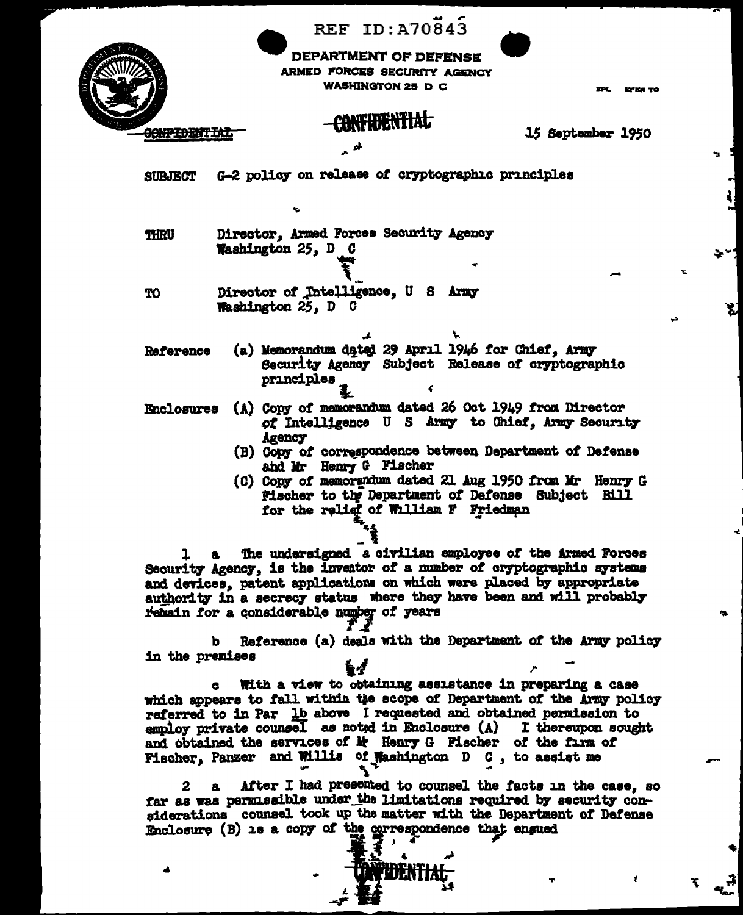REF ID:A70843

DEPARTMENT OF DEFENSE
ARMED FORCES SECURITY AGENCY
WASHINGTON 25 D C

IN REPLY REFER TO

CONFIDENTIAL

CONFIDENTIAL

15 September 1950

SUBJECT G-2 policy on release of cryptographic principles

THRU Director, Armed Forces Security Agency
Washington 25, D C

TO Director of Intelligence, U S Army
Washington 25, D C

Reference (a) Memorandum dated 29 April 1946 for Chief, Army Security Agency Subject Release of cryptographic principles

Enclosures (A) Copy of memorandum dated 26 Oct 1949 from Director of Intelligence U S Army to Chief, Army Security Agency
(B) Copy of correspondence between Department of Defense and Mr Henry G Fischer
(C) Copy of memorandum dated 21 Aug 1950 from Mr Henry G Fischer to the Department of Defense Subject Bill for the relief of William F Friedman

1 a The undersigned a civilian employee of the Armed Forces Security Agency, is the inventor of a number of cryptographic systems and devices, patent applications on which were placed by appropriate authority in a secrecy status where they have been and will probably remain for a considerable number of years

b Reference (a) deals with the Department of the Army policy in the premises

c With a view to obtaining assistance in preparing a case which appears to fall within the scope of Department of the Army policy referred to in Par 1b above I requested and obtained permission to employ private counsel as noted in Enclosure (A) I thereupon sought and obtained the services of Mr Henry G Fischer of the firm of Fischer, Panzer and Willis of Washington D C , to assist me

2 a After I had presented to counsel the facts in the case, so far as was permissible under the limitations required by security considerations counsel took up the matter with the Department of Defense Enclosure (B) is a copy of the correspondence that ensued

CONFIDENTIAL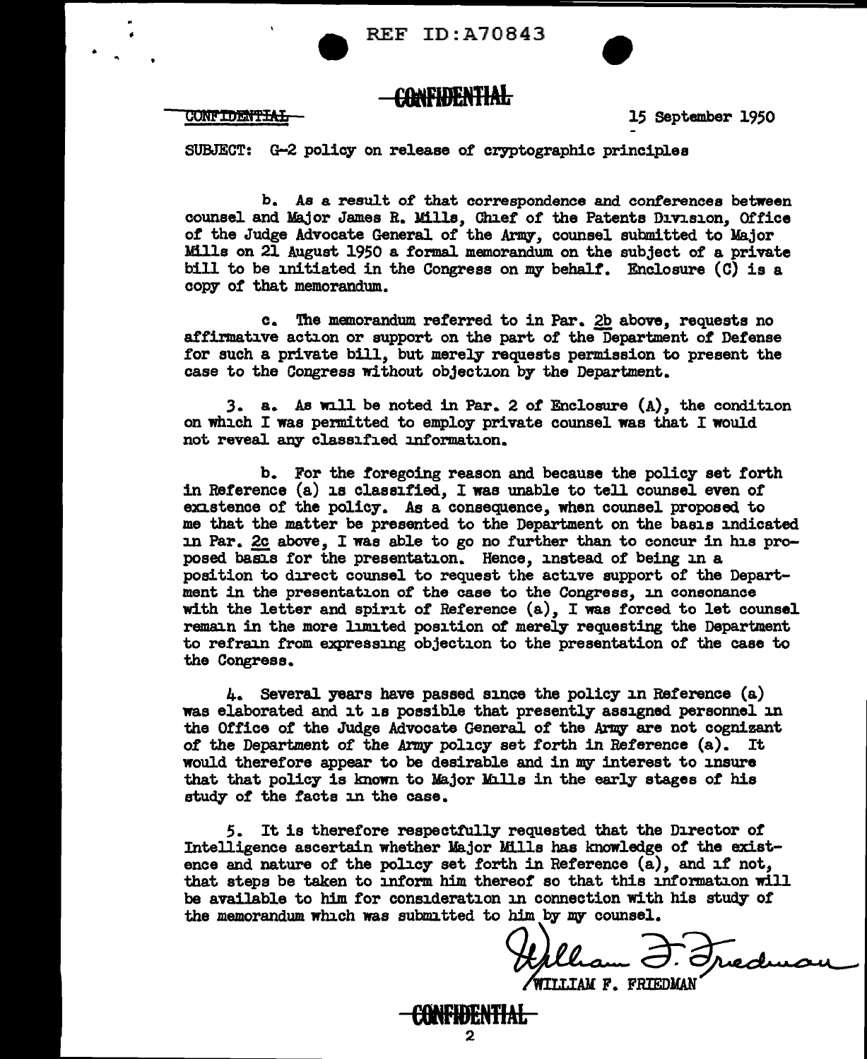REF ID:A70843

CONFIDENTIAL

CONFIDENTIAL

15 September 1950

SUBJECT: G-2 policy on release of cryptographic principles

b. As a result of that correspondence and conferences between counsel and Major James R. Mills, Chief of the Patents Division, Office of the Judge Advocate General of the Army, counsel submitted to Major Mills on 21 August 1950 a formal memorandum on the subject of a private bill to be initiated in the Congress on my behalf. Enclosure (C) is a copy of that memorandum.

c. The memorandum referred to in Par. 2b above, requests no affirmative action or support on the part of the Department of Defense for such a private bill, but merely requests permission to present the case to the Congress without objection by the Department.

3. a. As will be noted in Par. 2 of Enclosure (A), the condition on which I was permitted to employ private counsel was that I would not reveal any classified information.

b. For the foregoing reason and because the policy set forth in Reference (a) is classified, I was unable to tell counsel even of existence of the policy. As a consequence, when counsel proposed to me that the matter be presented to the Department on the basis indicated in Par. 2c above, I was able to go no further than to concur in his proposed basis for the presentation. Hence, instead of being in a position to direct counsel to request the active support of the Department in the presentation of the case to the Congress, in consonance with the letter and spirit of Reference (a), I was forced to let counsel remain in the more limited position of merely requesting the Department to refrain from expressing objection to the presentation of the case to the Congress.

4. Several years have passed since the policy in Reference (a) was elaborated and it is possible that presently assigned personnel in the Office of the Judge Advocate General of the Army are not cognizant of the Department of the Army policy set forth in Reference (a). It would therefore appear to be desirable and in my interest to insure that that policy is known to Major Mills in the early stages of his study of the facts in the case.

5. It is therefore respectfully requested that the Director of Intelligence ascertain whether Major Mills has knowledge of the existence and nature of the policy set forth in Reference (a), and if not, that steps be taken to inform him thereof so that this information will be available to him for consideration in connection with his study of the memorandum which was submitted to him by my counsel.

William F. Friedman

WILLIAM F. FRIEDMAN

CONFIDENTIAL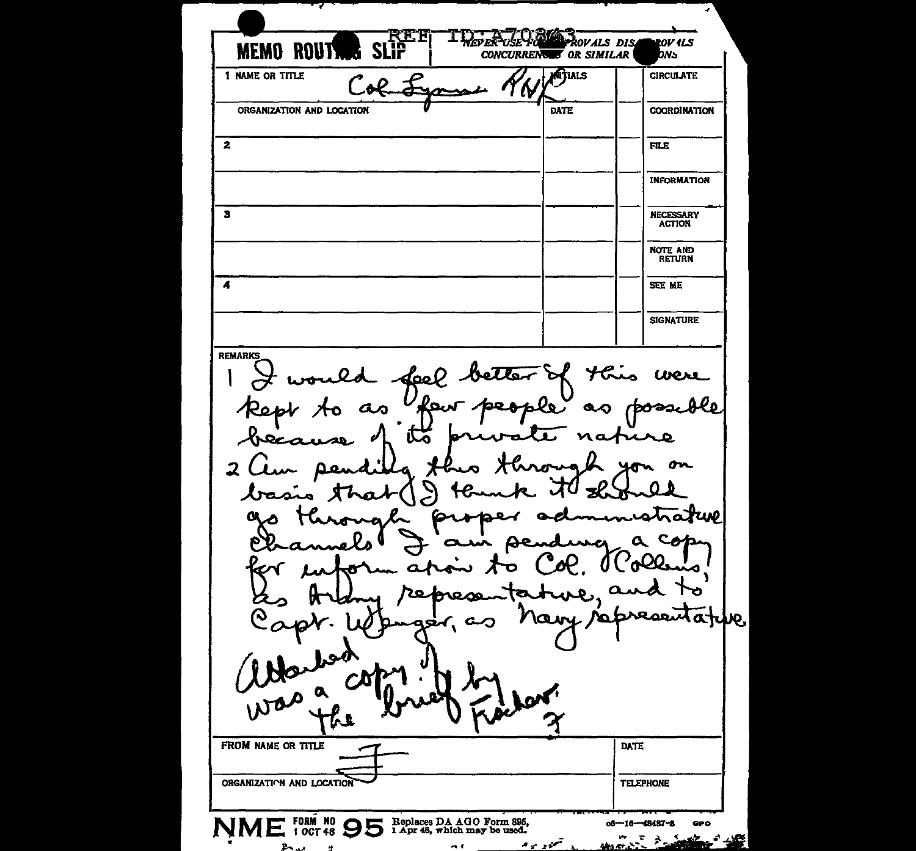REF ID:A70843

# MEMO ROUTING SLIP

NEVER USE FOR APPROVALS, DISAPPROVALS, CONCURRENCES, OR SIMILAR ACTIONS

| NAME OR TITLE | INITIALS | | |
|---|---|---|---|
| 1 Col. Lynn RNP | | | CIRCULATE |
| ORGANIZATION AND LOCATION | DATE | | COORDINATION |
| 2 | | | FILE |
| | | | INFORMATION |
| 3 | | | NECESSARY ACTION |
| | | | NOTE AND RETURN |
| 4 | | | SEE ME |
| | | | SIGNATURE |

REMARKS

1 I would feel better if this were kept to as few people as possible because of its private nature

2 Am sending this through you on basis that I think it should go through proper administrative channels. I am sending a copy for information to Col. Collins, as Army representative, and to Capt. Wenger, as Navy representative.

Attached copy was the brief by Fisher. F

FROM NAME OR TITLE: F

DATE

ORGANIZATION AND LOCATION

TELEPHONE

NME FORM NO 95, 1 OCT 48. Replaces DA AGO Form 895, 1 Apr 48, which may be used.

o6—16—48487-8 GPO